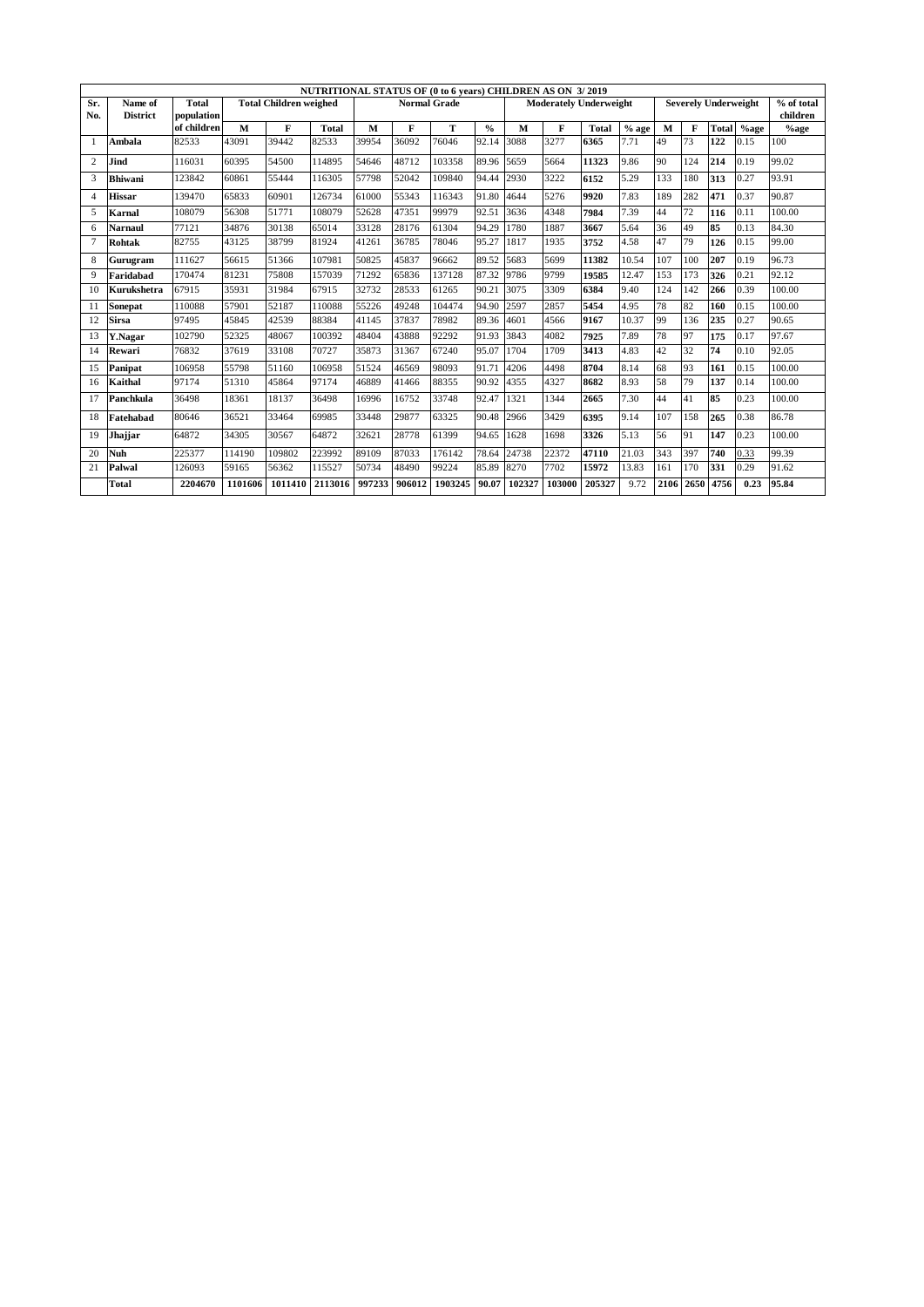# NUTRITIONAL STATUS OF (0 to 6 years) CHILDREN AS ON 3/2019

| Sr. No. | Name of District | Total population of children | Total Children weighed | | | Normal Grade | | | | Moderately Underweight | | | | Severely Underweight | | | | % of total children |
|---|---|---|---|---|---|---|---|---|---|---|---|---|---|---|---|---|---|---|
| | | | M | F | Total | M | F | T | % | M | F | Total | % age | M | F | Total | %age | %age |
| 1 | **Ambala** | 82533 | 43091 | 39442 | 82533 | 39954 | 36092 | 76046 | 92.14 | 3088 | 3277 | **6365** | 7.71 | 49 | 73 | **122** | 0.15 | 100 |
| 2 | **Jind** | 116031 | 60395 | 54500 | 114895 | 54646 | 48712 | 103358 | 89.96 | 5659 | 5664 | **11323** | 9.86 | 90 | 124 | **214** | 0.19 | 99.02 |
| 3 | **Bhiwani** | 123842 | 60861 | 55444 | 116305 | 57798 | 52042 | 109840 | 94.44 | 2930 | 3222 | **6152** | 5.29 | 133 | 180 | **313** | 0.27 | 93.91 |
| 4 | **Hissar** | 139470 | 65833 | 60901 | 126734 | 61000 | 55343 | 116343 | 91.80 | 4644 | 5276 | **9920** | 7.83 | 189 | 282 | **471** | 0.37 | 90.87 |
| 5 | **Karnal** | 108079 | 56308 | 51771 | 108079 | 52628 | 47351 | 99979 | 92.51 | 3636 | 4348 | **7984** | 7.39 | 44 | 72 | **116** | 0.11 | 100.00 |
| 6 | **Narnaul** | 77121 | 34876 | 30138 | 65014 | 33128 | 28176 | 61304 | 94.29 | 1780 | 1887 | **3667** | 5.64 | 36 | 49 | **85** | 0.13 | 84.30 |
| 7 | **Rohtak** | 82755 | 43125 | 38799 | 81924 | 41261 | 36785 | 78046 | 95.27 | 1817 | 1935 | **3752** | 4.58 | 47 | 79 | **126** | 0.15 | 99.00 |
| 8 | **Gurugram** | 111627 | 56615 | 51366 | 107981 | 50825 | 45837 | 96662 | 89.52 | 5683 | 5699 | **11382** | 10.54 | 107 | 100 | **207** | 0.19 | 96.73 |
| 9 | **Faridabad** | 170474 | 81231 | 75808 | 157039 | 71292 | 65836 | 137128 | 87.32 | 9786 | 9799 | **19585** | 12.47 | 153 | 173 | **326** | 0.21 | 92.12 |
| 10 | **Kurukshetra** | 67915 | 35931 | 31984 | 67915 | 32732 | 28533 | 61265 | 90.21 | 3075 | 3309 | **6384** | 9.40 | 124 | 142 | **266** | 0.39 | 100.00 |
| 11 | **Sonepat** | 110088 | 57901 | 52187 | 110088 | 55226 | 49248 | 104474 | 94.90 | 2597 | 2857 | **5454** | 4.95 | 78 | 82 | **160** | 0.15 | 100.00 |
| 12 | **Sirsa** | 97495 | 45845 | 42539 | 88384 | 41145 | 37837 | 78982 | 89.36 | 4601 | 4566 | **9167** | 10.37 | 99 | 136 | **235** | 0.27 | 90.65 |
| 13 | **Y.Nagar** | 102790 | 52325 | 48067 | 100392 | 48404 | 43888 | 92292 | 91.93 | 3843 | 4082 | **7925** | 7.89 | 78 | 97 | **175** | 0.17 | 97.67 |
| 14 | **Rewari** | 76832 | 37619 | 33108 | 70727 | 35873 | 31367 | 67240 | 95.07 | 1704 | 1709 | **3413** | 4.83 | 42 | 32 | **74** | 0.10 | 92.05 |
| 15 | **Panipat** | 106958 | 55798 | 51160 | 106958 | 51524 | 46569 | 98093 | 91.71 | 4206 | 4498 | **8704** | 8.14 | 68 | 93 | **161** | 0.15 | 100.00 |
| 16 | **Kaithal** | 97174 | 51310 | 45864 | 97174 | 46889 | 41466 | 88355 | 90.92 | 4355 | 4327 | **8682** | 8.93 | 58 | 79 | **137** | 0.14 | 100.00 |
| 17 | **Panchkula** | 36498 | 18361 | 18137 | 36498 | 16996 | 16752 | 33748 | 92.47 | 1321 | 1344 | **2665** | 7.30 | 44 | 41 | **85** | 0.23 | 100.00 |
| 18 | **Fatehabad** | 80646 | 36521 | 33464 | 69985 | 33448 | 29877 | 63325 | 90.48 | 2966 | 3429 | **6395** | 9.14 | 107 | 158 | **265** | 0.38 | 86.78 |
| 19 | **Jhajjar** | 64872 | 34305 | 30567 | 64872 | 32621 | 28778 | 61399 | 94.65 | 1628 | 1698 | **3326** | 5.13 | 56 | 91 | **147** | 0.23 | 100.00 |
| 20 | **Nuh** | 225377 | 114190 | 109802 | 223992 | 89109 | 87033 | 176142 | 78.64 | 24738 | 22372 | **47110** | 21.03 | 343 | 397 | **740** | 0.33 | 99.39 |
| 21 | **Palwal** | 126093 | 59165 | 56362 | 115527 | 50734 | 48490 | 99224 | 85.89 | 8270 | 7702 | **15972** | 13.83 | 161 | 170 | **331** | 0.29 | 91.62 |
| | **Total** | **2204670** | **1101606** | **1011410** | **2113016** | **997233** | **906012** | **1903245** | **90.07** | **102327** | **103000** | **205327** | 9.72 | **2106** | **2650** | **4756** | **0.23** | **95.84** |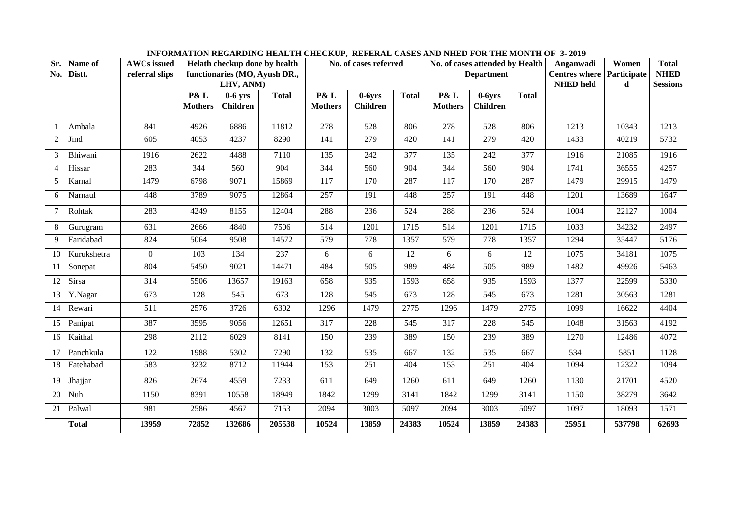**INFORMATION REGARDING HEALTH CHECKUP, REFERAL CASES AND NHED FOR THE MONTH OF 3- 2019**

| Sr. No. | Name of Distt. | AWCs issued referral slips | Helath checkup done by health functionaries (MO, Ayush DR., LHV, ANM) | | | No. of cases referred | | | No. of cases attended by Health Department | | | Anganwadi Centres where NHED held | Women Participated | Total NHED Sessions |
|---|---|---|---|---|---|---|---|---|---|---|---|---|---|---|
| | | | P& L Mothers | 0-6 yrs Children | Total | P& L Mothers | 0-6yrs Children | Total | P& L Mothers | 0-6yrs Children | Total | | | |
| 1 | Ambala | 841 | 4926 | 6886 | 11812 | 278 | 528 | 806 | 278 | 528 | 806 | 1213 | 10343 | 1213 |
| 2 | Jind | 605 | 4053 | 4237 | 8290 | 141 | 279 | 420 | 141 | 279 | 420 | 1433 | 40219 | 5732 |
| 3 | Bhiwani | 1916 | 2622 | 4488 | 7110 | 135 | 242 | 377 | 135 | 242 | 377 | 1916 | 21085 | 1916 |
| 4 | Hissar | 283 | 344 | 560 | 904 | 344 | 560 | 904 | 344 | 560 | 904 | 1741 | 36555 | 4257 |
| 5 | Karnal | 1479 | 6798 | 9071 | 15869 | 117 | 170 | 287 | 117 | 170 | 287 | 1479 | 29915 | 1479 |
| 6 | Narnaul | 448 | 3789 | 9075 | 12864 | 257 | 191 | 448 | 257 | 191 | 448 | 1201 | 13689 | 1647 |
| 7 | Rohtak | 283 | 4249 | 8155 | 12404 | 288 | 236 | 524 | 288 | 236 | 524 | 1004 | 22127 | 1004 |
| 8 | Gurugram | 631 | 2666 | 4840 | 7506 | 514 | 1201 | 1715 | 514 | 1201 | 1715 | 1033 | 34232 | 2497 |
| 9 | Faridabad | 824 | 5064 | 9508 | 14572 | 579 | 778 | 1357 | 579 | 778 | 1357 | 1294 | 35447 | 5176 |
| 10 | Kurukshetra | 0 | 103 | 134 | 237 | 6 | 6 | 12 | 6 | 6 | 12 | 1075 | 34181 | 1075 |
| 11 | Sonepat | 804 | 5450 | 9021 | 14471 | 484 | 505 | 989 | 484 | 505 | 989 | 1482 | 49926 | 5463 |
| 12 | Sirsa | 314 | 5506 | 13657 | 19163 | 658 | 935 | 1593 | 658 | 935 | 1593 | 1377 | 22599 | 5330 |
| 13 | Y.Nagar | 673 | 128 | 545 | 673 | 128 | 545 | 673 | 128 | 545 | 673 | 1281 | 30563 | 1281 |
| 14 | Rewari | 511 | 2576 | 3726 | 6302 | 1296 | 1479 | 2775 | 1296 | 1479 | 2775 | 1099 | 16622 | 4404 |
| 15 | Panipat | 387 | 3595 | 9056 | 12651 | 317 | 228 | 545 | 317 | 228 | 545 | 1048 | 31563 | 4192 |
| 16 | Kaithal | 298 | 2112 | 6029 | 8141 | 150 | 239 | 389 | 150 | 239 | 389 | 1270 | 12486 | 4072 |
| 17 | Panchkula | 122 | 1988 | 5302 | 7290 | 132 | 535 | 667 | 132 | 535 | 667 | 534 | 5851 | 1128 |
| 18 | Fatehabad | 583 | 3232 | 8712 | 11944 | 153 | 251 | 404 | 153 | 251 | 404 | 1094 | 12322 | 1094 |
| 19 | Jhajjar | 826 | 2674 | 4559 | 7233 | 611 | 649 | 1260 | 611 | 649 | 1260 | 1130 | 21701 | 4520 |
| 20 | Nuh | 1150 | 8391 | 10558 | 18949 | 1842 | 1299 | 3141 | 1842 | 1299 | 3141 | 1150 | 38279 | 3642 |
| 21 | Palwal | 981 | 2586 | 4567 | 7153 | 2094 | 3003 | 5097 | 2094 | 3003 | 5097 | 1097 | 18093 | 1571 |
| | **Total** | **13959** | **72852** | **132686** | **205538** | **10524** | **13859** | **24383** | **10524** | **13859** | **24383** | **25951** | **537798** | **62693** |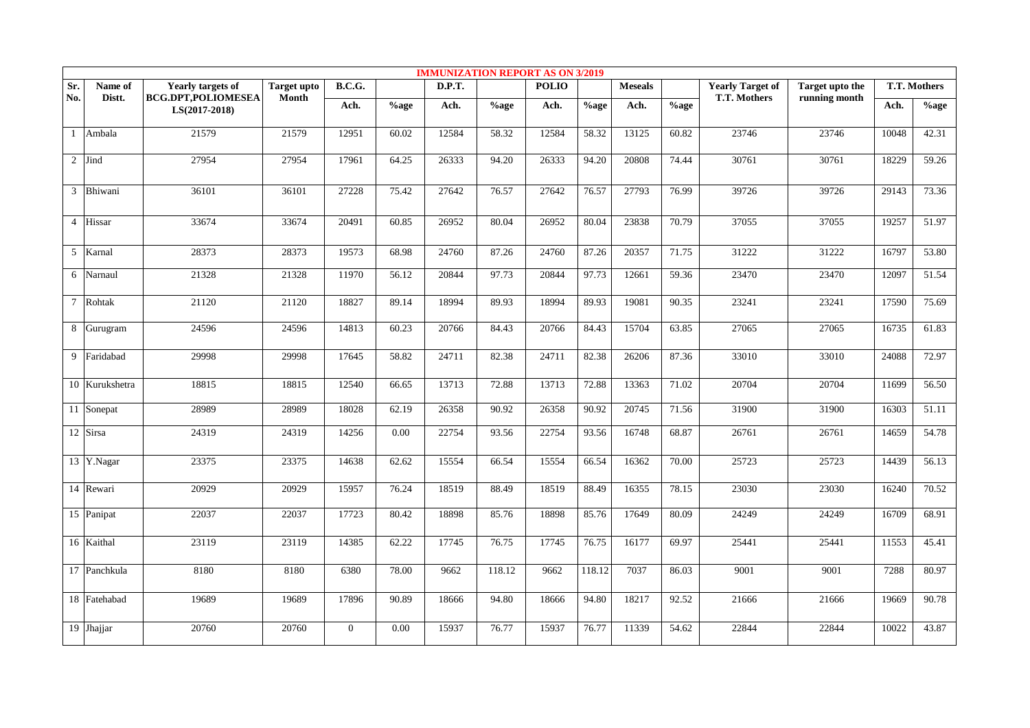| IMMUNIZATION REPORT AS ON 3/2019 | | | | | | | | | | | | | | | |
|---|---|---|---|---|---|---|---|---|---|---|---|---|---|---|---|
| Sr. No. | Name of Distt. | Yearly targets of BCG.DPT,POLIOMESEALS(2017-2018) | Target upto Month | B.C.G. | | D.P.T. | | POLIO | | Meseals | | Yearly Target of T.T. Mothers | Target upto the running month | T.T. Mothers | |
| | | | | Ach. | %age | Ach. | %age | Ach. | %age | Ach. | %age | | | Ach. | %age |
| 1 | Ambala | 21579 | 21579 | 12951 | 60.02 | 12584 | 58.32 | 12584 | 58.32 | 13125 | 60.82 | 23746 | 23746 | 10048 | 42.31 |
| 2 | Jind | 27954 | 27954 | 17961 | 64.25 | 26333 | 94.20 | 26333 | 94.20 | 20808 | 74.44 | 30761 | 30761 | 18229 | 59.26 |
| 3 | Bhiwani | 36101 | 36101 | 27228 | 75.42 | 27642 | 76.57 | 27642 | 76.57 | 27793 | 76.99 | 39726 | 39726 | 29143 | 73.36 |
| 4 | Hissar | 33674 | 33674 | 20491 | 60.85 | 26952 | 80.04 | 26952 | 80.04 | 23838 | 70.79 | 37055 | 37055 | 19257 | 51.97 |
| 5 | Karnal | 28373 | 28373 | 19573 | 68.98 | 24760 | 87.26 | 24760 | 87.26 | 20357 | 71.75 | 31222 | 31222 | 16797 | 53.80 |
| 6 | Narnaul | 21328 | 21328 | 11970 | 56.12 | 20844 | 97.73 | 20844 | 97.73 | 12661 | 59.36 | 23470 | 23470 | 12097 | 51.54 |
| 7 | Rohtak | 21120 | 21120 | 18827 | 89.14 | 18994 | 89.93 | 18994 | 89.93 | 19081 | 90.35 | 23241 | 23241 | 17590 | 75.69 |
| 8 | Gurugram | 24596 | 24596 | 14813 | 60.23 | 20766 | 84.43 | 20766 | 84.43 | 15704 | 63.85 | 27065 | 27065 | 16735 | 61.83 |
| 9 | Faridabad | 29998 | 29998 | 17645 | 58.82 | 24711 | 82.38 | 24711 | 82.38 | 26206 | 87.36 | 33010 | 33010 | 24088 | 72.97 |
| 10 | Kurukshetra | 18815 | 18815 | 12540 | 66.65 | 13713 | 72.88 | 13713 | 72.88 | 13363 | 71.02 | 20704 | 20704 | 11699 | 56.50 |
| 11 | Sonepat | 28989 | 28989 | 18028 | 62.19 | 26358 | 90.92 | 26358 | 90.92 | 20745 | 71.56 | 31900 | 31900 | 16303 | 51.11 |
| 12 | Sirsa | 24319 | 24319 | 14256 | 0.00 | 22754 | 93.56 | 22754 | 93.56 | 16748 | 68.87 | 26761 | 26761 | 14659 | 54.78 |
| 13 | Y.Nagar | 23375 | 23375 | 14638 | 62.62 | 15554 | 66.54 | 15554 | 66.54 | 16362 | 70.00 | 25723 | 25723 | 14439 | 56.13 |
| 14 | Rewari | 20929 | 20929 | 15957 | 76.24 | 18519 | 88.49 | 18519 | 88.49 | 16355 | 78.15 | 23030 | 23030 | 16240 | 70.52 |
| 15 | Panipat | 22037 | 22037 | 17723 | 80.42 | 18898 | 85.76 | 18898 | 85.76 | 17649 | 80.09 | 24249 | 24249 | 16709 | 68.91 |
| 16 | Kaithal | 23119 | 23119 | 14385 | 62.22 | 17745 | 76.75 | 17745 | 76.75 | 16177 | 69.97 | 25441 | 25441 | 11553 | 45.41 |
| 17 | Panchkula | 8180 | 8180 | 6380 | 78.00 | 9662 | 118.12 | 9662 | 118.12 | 7037 | 86.03 | 9001 | 9001 | 7288 | 80.97 |
| 18 | Fatehabad | 19689 | 19689 | 17896 | 90.89 | 18666 | 94.80 | 18666 | 94.80 | 18217 | 92.52 | 21666 | 21666 | 19669 | 90.78 |
| 19 | Jhajjar | 20760 | 20760 | 0 | 0.00 | 15937 | 76.77 | 15937 | 76.77 | 11339 | 54.62 | 22844 | 22844 | 10022 | 43.87 |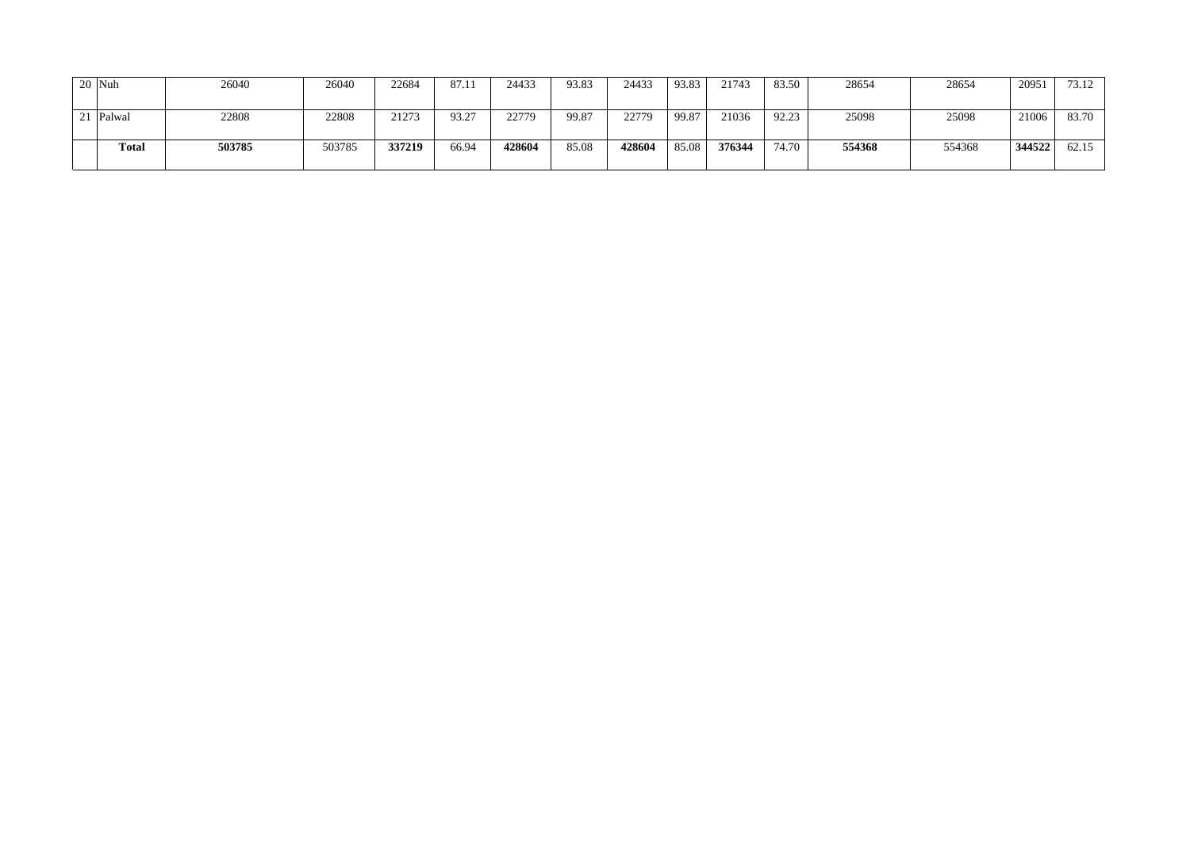| 20 | Nuh | 26040 | 26040 | 22684 | 87.11 | 24433 | 93.83 | 24433 | 93.83 | 21743 | 83.50 | 28654 | 28654 | 20951 | 73.12 |
|---|---|---|---|---|---|---|---|---|---|---|---|---|---|---|---|
| 21 | Palwal | 22808 | 22808 | 21273 | 93.27 | 22779 | 99.87 | 22779 | 99.87 | 21036 | 92.23 | 25098 | 25098 | 21006 | 83.70 |
| | **Total** | **503785** | 503785 | **337219** | 66.94 | **428604** | 85.08 | **428604** | 85.08 | **376344** | 74.70 | **554368** | 554368 | **344522** | 62.15 |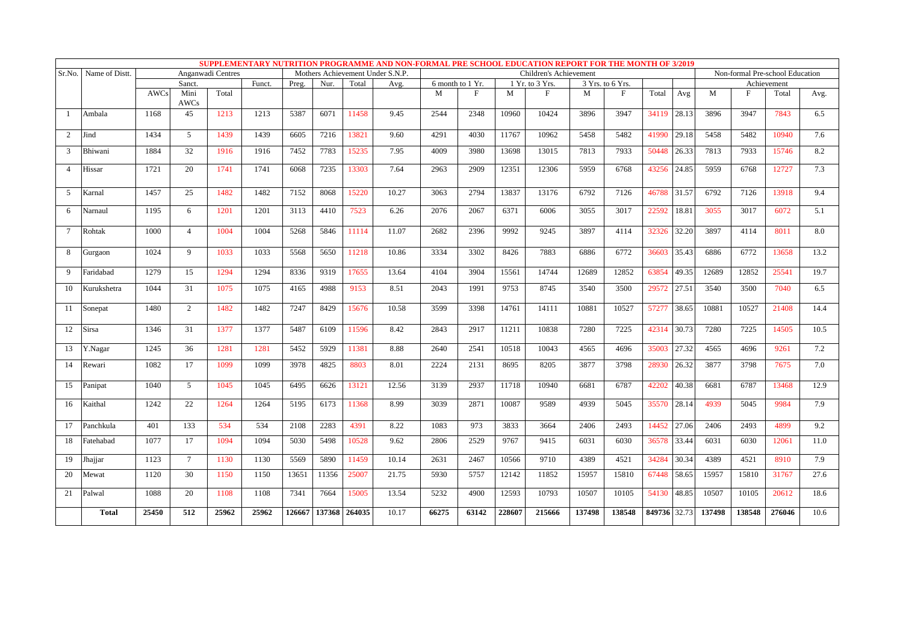# SUPPLEMENTARY NUTRITION PROGRAMME AND NON-FORMAL PRE SCHOOL EDUCATION REPORT FOR THE MONTH OF 3/2019

| Sr.No. | Name of Distt. | Anganwadi Centres | | | | Mothers Achievement Under S.N.P. | | | | Children's Achievement | | | | | | | | Non-formal Pre-school Education | | | |
|---|---|---|---|---|---|---|---|---|---|---|---|---|---|---|---|---|---|---|---|---|---|
| | | Sanct. | | | Funct. | Preg. | Nur. | Total | Avg. | 6 month to 1 Yr. | | 1 Yr. to 3 Yrs. | | 3 Yrs. to 6 Yrs. | | | | Achievement | | | |
| | | AWCs | Mini AWCs | Total | | | | | | M | F | M | F | M | F | Total | Avg | M | F | Total | Avg. |
| 1 | Ambala | 1168 | 45 | 1213 | 1213 | 5387 | 6071 | 11458 | 9.45 | 2544 | 2348 | 10960 | 10424 | 3896 | 3947 | 34119 | 28.13 | 3896 | 3947 | 7843 | 6.5 |
| 2 | Jind | 1434 | 5 | 1439 | 1439 | 6605 | 7216 | 13821 | 9.60 | 4291 | 4030 | 11767 | 10962 | 5458 | 5482 | 41990 | 29.18 | 5458 | 5482 | 10940 | 7.6 |
| 3 | Bhiwani | 1884 | 32 | 1916 | 1916 | 7452 | 7783 | 15235 | 7.95 | 4009 | 3980 | 13698 | 13015 | 7813 | 7933 | 50448 | 26.33 | 7813 | 7933 | 15746 | 8.2 |
| 4 | Hissar | 1721 | 20 | 1741 | 1741 | 6068 | 7235 | 13303 | 7.64 | 2963 | 2909 | 12351 | 12306 | 5959 | 6768 | 43256 | 24.85 | 5959 | 6768 | 12727 | 7.3 |
| 5 | Karnal | 1457 | 25 | 1482 | 1482 | 7152 | 8068 | 15220 | 10.27 | 3063 | 2794 | 13837 | 13176 | 6792 | 7126 | 46788 | 31.57 | 6792 | 7126 | 13918 | 9.4 |
| 6 | Narnaul | 1195 | 6 | 1201 | 1201 | 3113 | 4410 | 7523 | 6.26 | 2076 | 2067 | 6371 | 6006 | 3055 | 3017 | 22592 | 18.81 | 3055 | 3017 | 6072 | 5.1 |
| 7 | Rohtak | 1000 | 4 | 1004 | 1004 | 5268 | 5846 | 11114 | 11.07 | 2682 | 2396 | 9992 | 9245 | 3897 | 4114 | 32326 | 32.20 | 3897 | 4114 | 8011 | 8.0 |
| 8 | Gurgaon | 1024 | 9 | 1033 | 1033 | 5568 | 5650 | 11218 | 10.86 | 3334 | 3302 | 8426 | 7883 | 6886 | 6772 | 36603 | 35.43 | 6886 | 6772 | 13658 | 13.2 |
| 9 | Faridabad | 1279 | 15 | 1294 | 1294 | 8336 | 9319 | 17655 | 13.64 | 4104 | 3904 | 15561 | 14744 | 12689 | 12852 | 63854 | 49.35 | 12689 | 12852 | 25541 | 19.7 |
| 10 | Kurukshetra | 1044 | 31 | 1075 | 1075 | 4165 | 4988 | 9153 | 8.51 | 2043 | 1991 | 9753 | 8745 | 3540 | 3500 | 29572 | 27.51 | 3540 | 3500 | 7040 | 6.5 |
| 11 | Sonepat | 1480 | 2 | 1482 | 1482 | 7247 | 8429 | 15676 | 10.58 | 3599 | 3398 | 14761 | 14111 | 10881 | 10527 | 57277 | 38.65 | 10881 | 10527 | 21408 | 14.4 |
| 12 | Sirsa | 1346 | 31 | 1377 | 1377 | 5487 | 6109 | 11596 | 8.42 | 2843 | 2917 | 11211 | 10838 | 7280 | 7225 | 42314 | 30.73 | 7280 | 7225 | 14505 | 10.5 |
| 13 | Y.Nagar | 1245 | 36 | 1281 | 1281 | 5452 | 5929 | 11381 | 8.88 | 2640 | 2541 | 10518 | 10043 | 4565 | 4696 | 35003 | 27.32 | 4565 | 4696 | 9261 | 7.2 |
| 14 | Rewari | 1082 | 17 | 1099 | 1099 | 3978 | 4825 | 8803 | 8.01 | 2224 | 2131 | 8695 | 8205 | 3877 | 3798 | 28930 | 26.32 | 3877 | 3798 | 7675 | 7.0 |
| 15 | Panipat | 1040 | 5 | 1045 | 1045 | 6495 | 6626 | 13121 | 12.56 | 3139 | 2937 | 11718 | 10940 | 6681 | 6787 | 42202 | 40.38 | 6681 | 6787 | 13468 | 12.9 |
| 16 | Kaithal | 1242 | 22 | 1264 | 1264 | 5195 | 6173 | 11368 | 8.99 | 3039 | 2871 | 10087 | 9589 | 4939 | 5045 | 35570 | 28.14 | 4939 | 5045 | 9984 | 7.9 |
| 17 | Panchkula | 401 | 133 | 534 | 534 | 2108 | 2283 | 4391 | 8.22 | 1083 | 973 | 3833 | 3664 | 2406 | 2493 | 14452 | 27.06 | 2406 | 2493 | 4899 | 9.2 |
| 18 | Fatehabad | 1077 | 17 | 1094 | 1094 | 5030 | 5498 | 10528 | 9.62 | 2806 | 2529 | 9767 | 9415 | 6031 | 6030 | 36578 | 33.44 | 6031 | 6030 | 12061 | 11.0 |
| 19 | Jhajjar | 1123 | 7 | 1130 | 1130 | 5569 | 5890 | 11459 | 10.14 | 2631 | 2467 | 10566 | 9710 | 4389 | 4521 | 34284 | 30.34 | 4389 | 4521 | 8910 | 7.9 |
| 20 | Mewat | 1120 | 30 | 1150 | 1150 | 13651 | 11356 | 25007 | 21.75 | 5930 | 5757 | 12142 | 11852 | 15957 | 15810 | 67448 | 58.65 | 15957 | 15810 | 31767 | 27.6 |
| 21 | Palwal | 1088 | 20 | 1108 | 1108 | 7341 | 7664 | 15005 | 13.54 | 5232 | 4900 | 12593 | 10793 | 10507 | 10105 | 54130 | 48.85 | 10507 | 10105 | 20612 | 18.6 |
| | **Total** | **25450** | **512** | **25962** | **25962** | **126667** | **137368** | **264035** | 10.17 | **66275** | **63142** | **228607** | **215666** | **137498** | **138548** | **849736** | 32.73 | **137498** | **138548** | **276046** | 10.6 |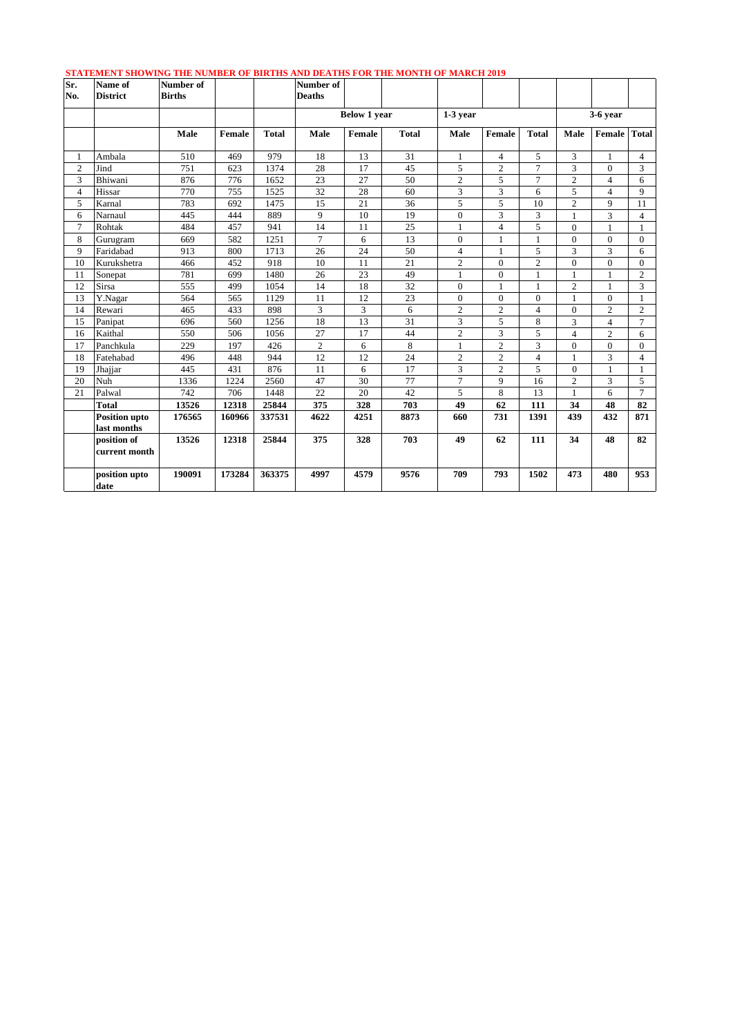**STATEMENT SHOWING THE NUMBER OF BIRTHS AND DEATHS FOR THE MONTH OF MARCH 2019**

| Sr. No. | Name of District | Number of Births | | | Number of Deaths | | | | | | | | |
|---|---|---|---|---|---|---|---|---|---|---|---|---|---|
| | | | | | | Below 1 year | | 1-3 year | | | | 3-6 year | |
| | | Male | Female | Total | Male | Female | Total | Male | Female | Total | Male | Female | Total |
| 1 | Ambala | 510 | 469 | 979 | 18 | 13 | 31 | 1 | 4 | 5 | 3 | 1 | 4 |
| 2 | Jind | 751 | 623 | 1374 | 28 | 17 | 45 | 5 | 2 | 7 | 3 | 0 | 3 |
| 3 | Bhiwani | 876 | 776 | 1652 | 23 | 27 | 50 | 2 | 5 | 7 | 2 | 4 | 6 |
| 4 | Hissar | 770 | 755 | 1525 | 32 | 28 | 60 | 3 | 3 | 6 | 5 | 4 | 9 |
| 5 | Karnal | 783 | 692 | 1475 | 15 | 21 | 36 | 5 | 5 | 10 | 2 | 9 | 11 |
| 6 | Narnaul | 445 | 444 | 889 | 9 | 10 | 19 | 0 | 3 | 3 | 1 | 3 | 4 |
| 7 | Rohtak | 484 | 457 | 941 | 14 | 11 | 25 | 1 | 4 | 5 | 0 | 1 | 1 |
| 8 | Gurugram | 669 | 582 | 1251 | 7 | 6 | 13 | 0 | 1 | 1 | 0 | 0 | 0 |
| 9 | Faridabad | 913 | 800 | 1713 | 26 | 24 | 50 | 4 | 1 | 5 | 3 | 3 | 6 |
| 10 | Kurukshetra | 466 | 452 | 918 | 10 | 11 | 21 | 2 | 0 | 2 | 0 | 0 | 0 |
| 11 | Sonepat | 781 | 699 | 1480 | 26 | 23 | 49 | 1 | 0 | 1 | 1 | 1 | 2 |
| 12 | Sirsa | 555 | 499 | 1054 | 14 | 18 | 32 | 0 | 1 | 1 | 2 | 1 | 3 |
| 13 | Y.Nagar | 564 | 565 | 1129 | 11 | 12 | 23 | 0 | 0 | 0 | 1 | 0 | 1 |
| 14 | Rewari | 465 | 433 | 898 | 3 | 3 | 6 | 2 | 2 | 4 | 0 | 2 | 2 |
| 15 | Panipat | 696 | 560 | 1256 | 18 | 13 | 31 | 3 | 5 | 8 | 3 | 4 | 7 |
| 16 | Kaithal | 550 | 506 | 1056 | 27 | 17 | 44 | 2 | 3 | 5 | 4 | 2 | 6 |
| 17 | Panchkula | 229 | 197 | 426 | 2 | 6 | 8 | 1 | 2 | 3 | 0 | 0 | 0 |
| 18 | Fatehabad | 496 | 448 | 944 | 12 | 12 | 24 | 2 | 2 | 4 | 1 | 3 | 4 |
| 19 | Jhajjar | 445 | 431 | 876 | 11 | 6 | 17 | 3 | 2 | 5 | 0 | 1 | 1 |
| 20 | Nuh | 1336 | 1224 | 2560 | 47 | 30 | 77 | 7 | 9 | 16 | 2 | 3 | 5 |
| 21 | Palwal | 742 | 706 | 1448 | 22 | 20 | 42 | 5 | 8 | 13 | 1 | 6 | 7 |
| | **Total** | **13526** | **12318** | **25844** | **375** | **328** | **703** | **49** | **62** | **111** | **34** | **48** | **82** |
| | **Position upto last months** | **176565** | **160966** | **337531** | **4622** | **4251** | **8873** | **660** | **731** | **1391** | **439** | **432** | **871** |
| | **position of current month** | **13526** | **12318** | **25844** | **375** | **328** | **703** | **49** | **62** | **111** | **34** | **48** | **82** |
| | **position upto date** | **190091** | **173284** | **363375** | **4997** | **4579** | **9576** | **709** | **793** | **1502** | **473** | **480** | **953** |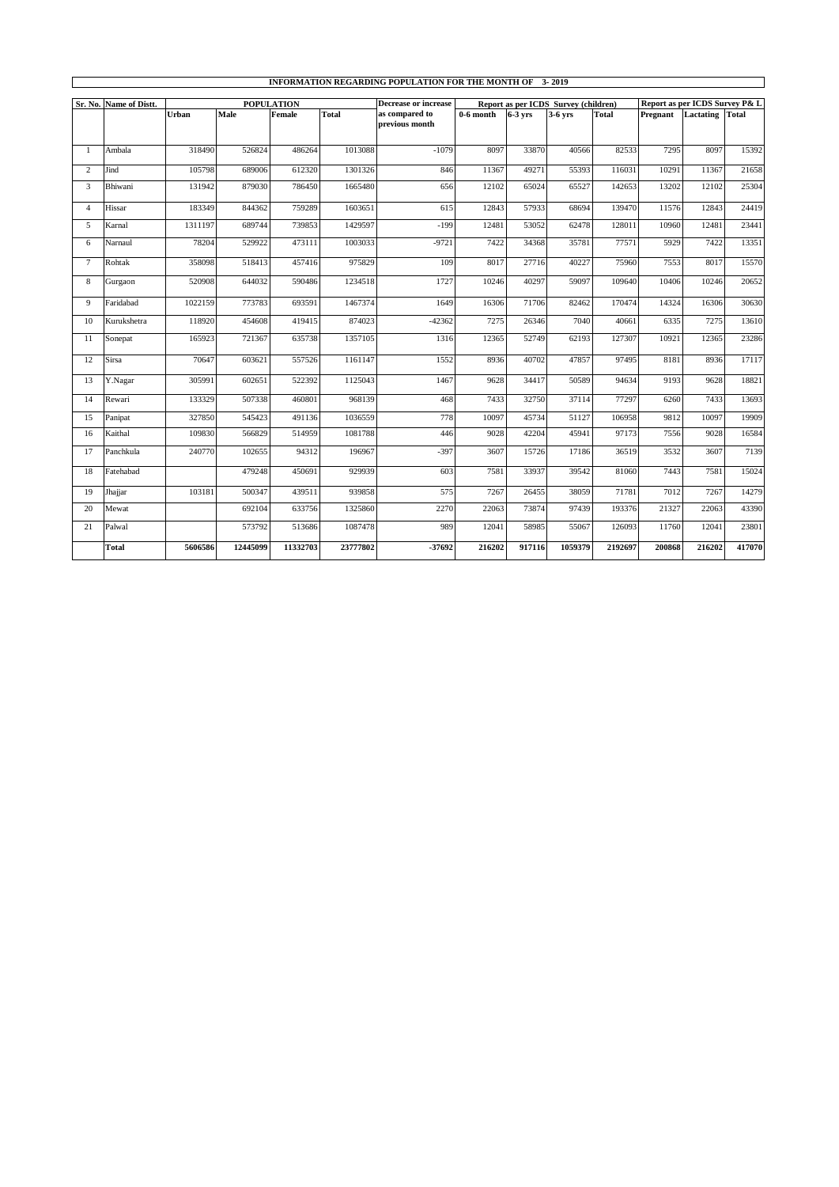**INFORMATION REGARDING POPULATION FOR THE MONTH OF 3- 2019**

| Sr. No. | Name of Distt. | POPULATION | | | | Decrease or increase as compared to previous month | Report as per ICDS Survey (children) | | | | Report as per ICDS Survey P& L | | |
|---|---|---|---|---|---|---|---|---|---|---|---|---|---|
| | | Urban | Male | Female | Total | | 0-6 month | 6-3 yrs | 3-6 yrs | Total | Pregnant | Lactating | Total |
| 1 | Ambala | 318490 | 526824 | 486264 | 1013088 | -1079 | 8097 | 33870 | 40566 | 82533 | 7295 | 8097 | 15392 |
| 2 | Jind | 105798 | 689006 | 612320 | 1301326 | 846 | 11367 | 49271 | 55393 | 116031 | 10291 | 11367 | 21658 |
| 3 | Bhiwani | 131942 | 879030 | 786450 | 1665480 | 656 | 12102 | 65024 | 65527 | 142653 | 13202 | 12102 | 25304 |
| 4 | Hissar | 183349 | 844362 | 759289 | 1603651 | 615 | 12843 | 57933 | 68694 | 139470 | 11576 | 12843 | 24419 |
| 5 | Karnal | 1311197 | 689744 | 739853 | 1429597 | -199 | 12481 | 53052 | 62478 | 128011 | 10960 | 12481 | 23441 |
| 6 | Narnaul | 78204 | 529922 | 473111 | 1003033 | -9721 | 7422 | 34368 | 35781 | 77571 | 5929 | 7422 | 13351 |
| 7 | Rohtak | 358098 | 518413 | 457416 | 975829 | 109 | 8017 | 27716 | 40227 | 75960 | 7553 | 8017 | 15570 |
| 8 | Gurgaon | 520908 | 644032 | 590486 | 1234518 | 1727 | 10246 | 40297 | 59097 | 109640 | 10406 | 10246 | 20652 |
| 9 | Faridabad | 1022159 | 773783 | 693591 | 1467374 | 1649 | 16306 | 71706 | 82462 | 170474 | 14324 | 16306 | 30630 |
| 10 | Kurukshetra | 118920 | 454608 | 419415 | 874023 | -42362 | 7275 | 26346 | 7040 | 40661 | 6335 | 7275 | 13610 |
| 11 | Sonepat | 165923 | 721367 | 635738 | 1357105 | 1316 | 12365 | 52749 | 62193 | 127307 | 10921 | 12365 | 23286 |
| 12 | Sirsa | 70647 | 603621 | 557526 | 1161147 | 1552 | 8936 | 40702 | 47857 | 97495 | 8181 | 8936 | 17117 |
| 13 | Y.Nagar | 305991 | 602651 | 522392 | 1125043 | 1467 | 9628 | 34417 | 50589 | 94634 | 9193 | 9628 | 18821 |
| 14 | Rewari | 133329 | 507338 | 460801 | 968139 | 468 | 7433 | 32750 | 37114 | 77297 | 6260 | 7433 | 13693 |
| 15 | Panipat | 327850 | 545423 | 491136 | 1036559 | 778 | 10097 | 45734 | 51127 | 106958 | 9812 | 10097 | 19909 |
| 16 | Kaithal | 109830 | 566829 | 514959 | 1081788 | 446 | 9028 | 42204 | 45941 | 97173 | 7556 | 9028 | 16584 |
| 17 | Panchkula | 240770 | 102655 | 94312 | 196967 | -397 | 3607 | 15726 | 17186 | 36519 | 3532 | 3607 | 7139 |
| 18 | Fatehabad | | 479248 | 450691 | 929939 | 603 | 7581 | 33937 | 39542 | 81060 | 7443 | 7581 | 15024 |
| 19 | Jhajjar | 103181 | 500347 | 439511 | 939858 | 575 | 7267 | 26455 | 38059 | 71781 | 7012 | 7267 | 14279 |
| 20 | Mewat | | 692104 | 633756 | 1325860 | 2270 | 22063 | 73874 | 97439 | 193376 | 21327 | 22063 | 43390 |
| 21 | Palwal | | 573792 | 513686 | 1087478 | 989 | 12041 | 58985 | 55067 | 126093 | 11760 | 12041 | 23801 |
| | **Total** | **5606586** | **12445099** | **11332703** | **23777802** | **-37692** | **216202** | **917116** | **1059379** | **2192697** | **200868** | **216202** | **417070** |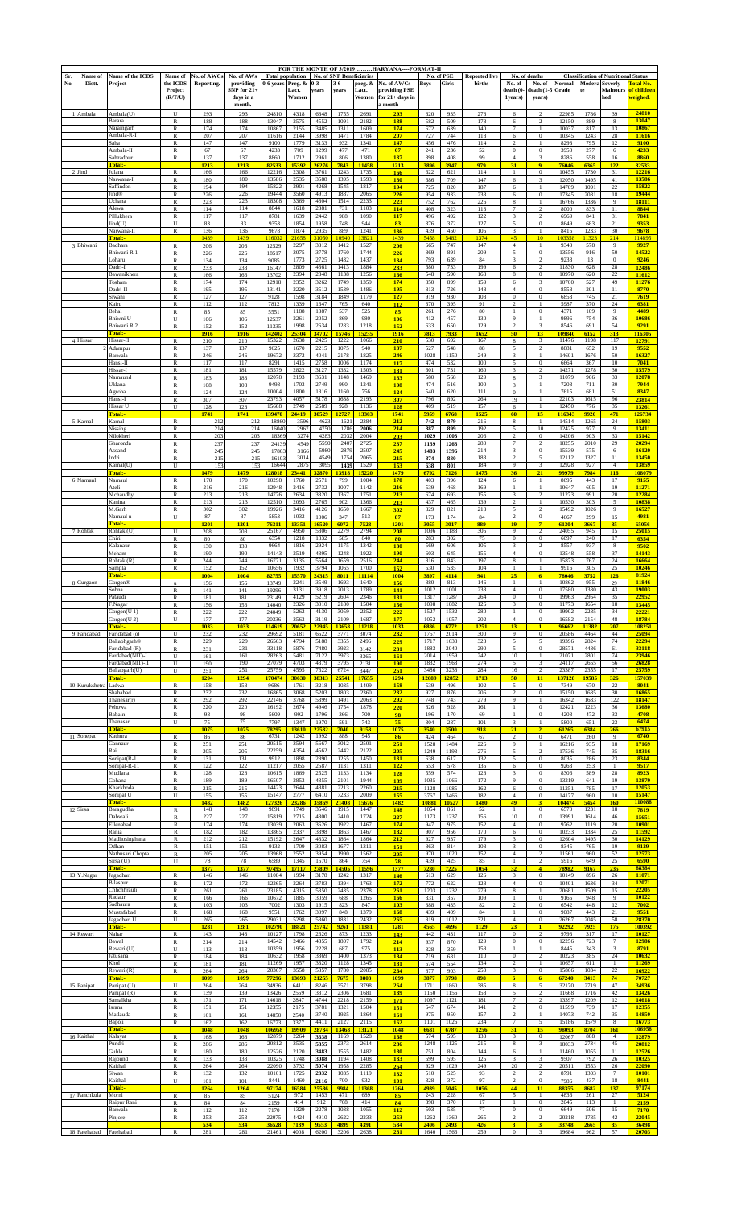**FOR THE MONTH OF 3/2019..........HARYANA—FORMAT-II**

| Sr. No. | Name of Distt. | Name of the ICDS Project | Name of the ICDS Project (R/T/U) | No. of AWCs Reporting. | No. of AWs providing SNP for 21+ days in a month. | Total population 0-6 years | Total population Preg. & Lact. Women | No. of SNP Beneficiaries 0-3 years | No. of SNP Beneficiaries 3-6 years | No. of SNP Beneficiaries preg. & Lact. Women | No. of AWCs providing PSE for 21+ days in a month | No. of PSE Boys | No. of PSE Girls | Reported live births | No. of deaths: No. of death (0-1years) | No. of deaths: No. of death (1-5 years) | Classification of Nutritional Status: Normal Grade | Moderate | Severe Malnourished | Total No. of children weighed. |
|---|---|---|---|---|---|---|---|---|---|---|---|---|---|---|---|---|---|---|---|---|
| 1 | Ambala | Ambala(U) | U | 293 | 293 | 24810 | 4318 | 6848 | 1755 | 2691 | 293 | 820 | 935 | 278 | 6 | 2 | 22985 | 1786 | 39 | 24810 |
| | | Barara | R | 188 | 188 | 13047 | 2575 | 4532 | 1091 | 2182 | 188 | 582 | 509 | 178 | 6 | 2 | 12150 | 889 | 8 | 13047 |
| | | Naraingarh | R | 174 | 174 | 10867 | 2155 | 3485 | 1311 | 1609 | 174 | 672 | 639 | 140 | 7 | 1 | 10037 | 817 | 13 | 10867 |
| | | Ambala-I | R | 207 | 207 | 11616 | 2144 | 3998 | 1471 | 1784 | 207 | 727 | 744 | 118 | 6 | 0 | 10345 | 1243 | 28 | 11616 |
| | | Saha | R | 147 | 147 | 9100 | 1779 | 3133 | 932 | 1341 | 147 | 456 | 476 | 114 | 2 | 1 | 8293 | 795 | 12 | 9100 |
| | | Ambala-II | R | 67 | 67 | 4233 | 709 | 1299 | 477 | 471 | 67 | 241 | 236 | 52 | 0 | 0 | 3950 | 277 | 6 | 4233 |
| | | Sahzadpur | R | 137 | 137 | 8860 | 1712 | 2961 | 806 | 1380 | 137 | 398 | 408 | 99 | 4 | 3 | 8286 | 558 | 16 | 8860 |
| | | Total: | | 1213 | 1213 | 82533 | 15392 | 26276 | 7843 | 11458 | 1213 | 3896 | 3947 | 979 | 31 | 9 | 76046 | 6365 | 122 | 82533 |
| 2 | Jind | Julana | R | 166 | 166 | 12216 | 2308 | 3761 | 1243 | 1735 | 166 | 622 | 621 | 114 | 1 | 0 | 10455 | 1730 | 31 | 12216 |
| | | Narwana-I | R | 180 | 180 | 13586 | 2535 | 3588 | 1395 | 1593 | 180 | 686 | 709 | 147 | 6 | 3 | 12050 | 1495 | 41 | 13586 |
| | | Saffindon | R | 194 | 194 | 15822 | 2901 | 4268 | 1545 | 1817 | 194 | 725 | 820 | 187 | 6 | 4 | 14709 | 1091 | 22 | 15822 |
| | | Jind® | R | 226 | 226 | 19444 | 3560 | 4913 | 1887 | 2065 | 226 | 954 | 933 | 233 | 6 | 0 | 17345 | 2081 | 18 | 19444 |
| | | Uchana | R | 223 | 223 | 18308 | 3309 | 4804 | 1514 | 2233 | 223 | 752 | 762 | 226 | 8 | 1 | 16766 | 1336 | 9 | 18111 |
| | | Alewa | R | 114 | 114 | 8844 | 1618 | 2381 | 731 | 1103 | 114 | 408 | 323 | 113 | 7 | 2 | 8000 | 833 | 11 | 8844 |
| | | Pillukhera | R | 117 | 117 | 8781 | 1639 | 2442 | 988 | 1090 | 117 | 496 | 492 | 122 | 3 | 2 | 6969 | 841 | 31 | 7841 |
| | | Jind(U) | U | 83 | 83 | 9353 | 1854 | 1958 | 748 | 944 | 83 | 376 | 372 | 127 | 5 | 0 | 8649 | 683 | 21 | 9353 |
| | | Narwana-II | R | 136 | 136 | 9678 | 1874 | 2935 | 889 | 1241 | 136 | 439 | 450 | 105 | 3 | 3 | 8415 | 1233 | 30 | 9678 |
| | | Total: | | 1439 | 1439 | 116032 | 21658 | 31050 | 10940 | 13821 | 1439 | 5458 | 5482 | 1374 | 45 | 10 | 103358 | 11323 | 214 | 114895 |
| 3 | Bhiwani | Badhara | R | 206 | 206 | 12529 | 2297 | 3112 | 1412 | 1527 | 206 | 665 | 747 | 147 | 4 | 1 | 9340 | 578 | 9 | 9927 |
| | | Bhiwani R 1 | R | 226 | 226 | 18517 | 3075 | 3778 | 1760 | 1744 | 226 | 869 | 891 | 209 | 5 | 0 | 13556 | 916 | 50 | 14522 |
| | | Loharu | R | 134 | 134 | 9085 | 1773 | 2725 | 1432 | 1437 | 134 | 793 | 639 | 84 | 3 | 2 | 9233 | 13 | 0 | 9246 |
| | | Dadri-I | R | 233 | 233 | 16147 | 2809 | 4361 | 1413 | 1884 | 233 | 680 | 733 | 199 | 6 | 2 | 11830 | 628 | 28 | 12486 |
| | | Bawanikhera | R | 166 | 166 | 13702 | 2394 | 2848 | 1138 | 1256 | 166 | 548 | 590 | 168 | 8 | 0 | 10970 | 620 | 22 | 11612 |
| | | Tosham | R | 174 | 174 | 12918 | 2352 | 3262 | 1749 | 1359 | 174 | 850 | 899 | 159 | 6 | 3 | 10700 | 527 | 49 | 11276 |
| | | Dadri-II | R | 195 | 195 | 13141 | 2220 | 3512 | 1539 | 1486 | 195 | 813 | 726 | 148 | 4 | 0 | 8558 | 201 | 11 | 8770 |
| | | Siwani | R | 127 | 127 | 9128 | 1598 | 3184 | 1849 | 1179 | 127 | 919 | 930 | 108 | 0 | 0 | 6853 | 745 | 21 | 7619 |
| | | Kairu | R | 112 | 112 | 7912 | 1339 | 1647 | 765 | 640 | 112 | 376 | 395 | 91 | 2 | 1 | 5987 | 370 | 24 | 6381 |
| | | Behal | R | 85 | 85 | 5551 | 1188 | 1387 | 537 | 525 | 85 | 261 | 276 | 80 | 1 | 0 | 4371 | 109 | 9 | 4489 |
| | | Bhiwni U | U | 106 | 106 | 12537 | 2261 | 2052 | 869 | 980 | 106 | 412 | 457 | 130 | 9 | 1 | 9896 | 754 | 36 | 10686 |
| | | Bhiwani R 2 | R | 152 | 152 | 11335 | 1998 | 2634 | 1283 | 1218 | 152 | 633 | 650 | 129 | 2 | 3 | 8546 | 691 | 54 | 9291 |
| | | Total: | | 1916 | 1916 | 142402 | 25304 | 34702 | 17546 | 15235 | 1916 | 7813 | 7933 | 1652 | 50 | 13 | 109840 | 6152 | 313 | 116305 |
| 4 | Hissar | Hissar-II | R | 210 | 210 | 15322 | 2638 | 2425 | 1222 | 1066 | 210 | 530 | 692 | 167 | 8 | 3 | 11476 | 1198 | 117 | 12791 |
| | | Adampur | R | 137 | 137 | 9625 | 1670 | 2215 | 1075 | 940 | 137 | 527 | 548 | 88 | 5 | 2 | 8881 | 652 | 19 | 9552 |
| | | Barwala | R | 246 | 246 | 19672 | 3372 | 4041 | 2178 | 1825 | 246 | 1028 | 1150 | 249 | 3 | 1 | 14601 | 1676 | 50 | 16327 |
| | | Hansi-II | R | 117 | 117 | 8291 | 1415 | 2758 | 1006 | 1174 | 117 | 474 | 532 | 100 | 5 | 0 | 6664 | 367 | 10 | 7041 |
| | | Hissar-I | R | 181 | 181 | 15579 | 2622 | 3127 | 1332 | 1503 | 181 | 601 | 731 | 160 | 3 | 2 | 14271 | 1278 | 30 | 15579 |
| | | Narnaund | R | 183 | 183 | 12078 | 2193 | 3631 | 1148 | 1469 | 183 | 580 | 568 | 129 | 8 | 3 | 11079 | 966 | 33 | 12078 |
| | | Uklana | R | 108 | 108 | 9498 | 1703 | 2749 | 990 | 1241 | 108 | 474 | 516 | 100 | 3 | 1 | 7203 | 711 | 30 | 7944 |
| | | Agroha | R | 124 | 124 | 10004 | 1800 | 1816 | 1160 | 756 | 124 | 540 | 620 | 111 | 0 | 1 | 7615 | 681 | 51 | 8347 |
| | | Hansi-I | R | 307 | 307 | 23793 | 4057 | 5178 | 1688 | 2193 | 307 | 796 | 892 | 264 | 19 | 1 | 22103 | 1615 | 96 | 23814 |
| | | Hissar U | U | 128 | 128 | 15608 | 2749 | 2589 | 928 | 1136 | 128 | 409 | 519 | 157 | 6 | 1 | 12450 | 776 | 35 | 13261 |
| | | Total: | | 1741 | 1741 | 139470 | 24419 | 30529 | 12727 | 13303 | 1741 | 5959 | 6768 | 1525 | 60 | 15 | 116343 | 9920 | 471 | 126734 |
| 5 | Karnal | Karnal | R | 212 | 212 | 18860 | 3596 | 4623 | 1621 | 2384 | 212 | 742 | 879 | 216 | 8 | 1 | 14514 | 1265 | 24 | 15803 |
| | | Nissing | R | 214 | 214 | 16040 | 2967 | 4750 | 1786 | 2006 | 214 | 887 | 899 | 192 | 5 | 10 | 12425 | 977 | 9 | 13411 |
| | | Nilokheri | R | 203 | 203 | 18369 | 3274 | 4283 | 2032 | 2004 | 203 | 1029 | 1003 | 206 | 7 | 0 | 14206 | 903 | 33 | 15142 |
| | | Gharonda | R | 237 | 237 | 24139 | 4549 | 5590 | 2407 | 2725 | 237 | 1139 | 1268 | 280 | 7 | 2 | 18255 | 2010 | 29 | 20294 |
| | | Assand | R | 245 | 245 | 17863 | 3166 | 5080 | 2879 | 2507 | 245 | 1483 | 1396 | 214 | 3 | 0 | 15339 | 575 | 6 | 16120 |
| | | Indri | R | 215 | 215 | 16103 | 3014 | 4540 | 1754 | 2065 | 215 | 874 | 880 | 183 | 5 | 5 | 12112 | 1327 | 11 | 13450 |
| | | Karnal(U) | U | 153 | 153 | 16644 | 2875 | 3095 | 1439 | 1529 | 153 | 638 | 801 | 184 | 9 | 3 | 12928 | 927 | 4 | 13859 |
| | | Total: | | 1479 | 1479 | 128018 | 23441 | 31970 | 13918 | 15220 | 1479 | 6792 | 7126 | 1475 | 36 | 21 | 99979 | 7984 | 116 | 108079 |
| 6 | Narnaul | Narnaul | R | 170 | 170 | 10298 | 1760 | 2571 | 799 | 1064 | 170 | 403 | 396 | 124 | 6 | 1 | 8695 | 443 | 17 | 9155 |
| | | Ateli | R | 216 | 216 | 12948 | 2416 | 2732 | 1007 | 1142 | 216 | 539 | 468 | 169 | 1 | 1 | 10647 | 605 | 19 | 11271 |
| | | N.chaudhy | R | 213 | 213 | 14776 | 2634 | 3320 | 1367 | 1751 | 213 | 674 | 693 | 155 | 3 | 2 | 11273 | 991 | 20 | 12284 |
| | | Kanina | R | 213 | 213 | 12510 | 2093 | 2765 | 902 | 1366 | 213 | 437 | 465 | 139 | 2 | 1 | 10530 | 303 | 5 | 10838 |
| | | M.Garh | R | 302 | 302 | 19926 | 3416 | 4126 | 1650 | 1667 | 302 | 829 | 821 | 218 | 5 | 2 | 15492 | 1026 | 9 | 16527 |
| | | Narnaul u | U | 87 | 87 | 5853 | 1032 | 1006 | 347 | 513 | 87 | 173 | 174 | 84 | 2 | 0 | 4667 | 299 | 15 | 4981 |
| | | Total: | | 1201 | 1201 | 76311 | 13351 | 16520 | 6072 | 7523 | 1201 | 3055 | 3017 | 889 | 19 | 7 | 61304 | 3667 | 85 | 65056 |
| 7 | Rohtak | Rohtak (U) | U | 208 | 208 | 25167 | 4950 | 5806 | 2279 | 2794 | 208 | 1096 | 1183 | 305 | 9 | 2 | 24655 | 945 | 15 | 25015 |
| | | Chiri | R | 80 | 80 | 6354 | 1218 | 1832 | 585 | 840 | 80 | 283 | 302 | 75 | 0 | 0 | 6097 | 240 | 17 | 6354 |
| | | Kalanaur | R | 130 | 130 | 9664 | 1816 | 2924 | 1175 | 1342 | 130 | 569 | 606 | 105 | 3 | 2 | 8557 | 937 | 8 | 9502 |
| | | Meham | R | 190 | 190 | 14143 | 2519 | 4395 | 1248 | 1922 | 190 | 603 | 645 | 155 | 4 | 0 | 13548 | 558 | 37 | 14143 |
| | | Rohtak (R) | R | 244 | 244 | 16771 | 3135 | 5564 | 1659 | 2516 | 244 | 816 | 843 | 197 | 8 | 1 | 15873 | 767 | 24 | 16664 |
| | | Sampla | R | 152 | 152 | 10656 | 1932 | 3794 | 1065 | 1700 | 152 | 530 | 535 | 104 | 1 | 1 | 9916 | 305 | 25 | 10246 |
| | | Total: | | 1004 | 1004 | 82755 | 15570 | 24315 | 8011 | 11114 | 1004 | 3897 | 4114 | 941 | 25 | 6 | 78046 | 3752 | 126 | 81924 |
| 8 | Gurgaon | Gorgon® | u | 156 | 156 | 13749 | 2241 | 3549 | 1693 | 1640 | 156 | 880 | 813 | 146 | 1 | 1 | 10862 | 955 | 29 | 11846 |
| | | Sohna | R | 141 | 141 | 19296 | 3131 | 3918 | 2013 | 1789 | 141 | 1012 | 1001 | 233 | 4 | 0 | 17580 | 1380 | 43 | 19003 |
| | | Pataudi | R | 181 | 181 | 23149 | 4129 | 5219 | 2604 | 2346 | 181 | 1317 | 1287 | 264 | 0 | 0 | 19963 | 2954 | 35 | 22952 |
| | | F.Nagar | R | 156 | 156 | 14040 | 2326 | 3010 | 2180 | 1504 | 156 | 1098 | 1082 | 126 | 3 | 0 | 11773 | 1654 | 18 | 13445 |
| | | Gorgon(U 1) | R | 222 | 222 | 24049 | 5262 | 4130 | 3059 | 2252 | 222 | 1527 | 1532 | 280 | 1 | 0 | 19902 | 2285 | 34 | 22221 |
| | | Gorgon(U 2) | U | 177 | 177 | 20336 | 3563 | 3119 | 2109 | 1687 | 177 | 1052 | 1057 | 202 | 4 | 0 | 16582 | 2154 | 48 | 18784 |
| | | Total: | | 1033 | 1033 | 114619 | 20652 | 22945 | 13658 | 11218 | 1033 | 6886 | 6772 | 1251 | 13 | 1 | 96662 | 11382 | 207 | 108251 |
| 9 | Faridabad | Faridabad (u) | U | 232 | 232 | 29692 | 5181 | 6522 | 3771 | 3074 | 232 | 1757 | 2014 | 300 | 9 | 0 | 20586 | 4464 | 44 | 25094 |
| | | Ballabhgarh® | R | 229 | 229 | 26563 | 4794 | 5188 | 3355 | 2496 | 229 | 1717 | 1638 | 323 | 5 | 5 | 19396 | 2824 | 74 | 22294 |
| | | Faridabad (R) | R | 231 | 231 | 33118 | 5876 | 7480 | 3923 | 3142 | 231 | 1883 | 2040 | 290 | 5 | 0 | 28571 | 4486 | 61 | 33118 |
| | | Faridabad(NIT)-I | U | 161 | 161 | 28263 | 5481 | 7122 | 3973 | 3365 | 161 | 2014 | 1959 | 242 | 10 | 1 | 21071 | 2801 | 74 | 23946 |
| | | Faridabad(NIT)-II | U | 190 | 190 | 27079 | 4703 | 4379 | 3795 | 2131 | 190 | 1832 | 1963 | 274 | 5 | 3 | 24117 | 2655 | 56 | 26828 |
| | | Ballabgarh(U) | U | 251 | 251 | 25759 | 4595 | 7622 | 6724 | 3447 | 251 | 3486 | 3238 | 284 | 16 | 2 | 23387 | 2355 | 17 | 25759 |
| | | Total: | | 1294 | 1294 | 170474 | 30630 | 38313 | 25541 | 17655 | 1294 | 12689 | 12852 | 1713 | 50 | 11 | 137128 | 19585 | 326 | 157039 |
| 10 | Kurukshetra | Ladwa | R | 158 | 158 | 9686 | 1761 | 3218 | 1035 | 1409 | 158 | 539 | 496 | 102 | 5 | 0 | 5349 | 670 | 22 | 8041 |
| | | Shahabad | R | 232 | 232 | 16865 | 3068 | 5203 | 1803 | 2360 | 232 | 927 | 876 | 206 | 2 | 0 | 15150 | 1685 | 30 | 16865 |
| | | Thanesar(r) | R | 292 | 292 | 22146 | 3768 | 5399 | 1491 | 2063 | 292 | 748 | 743 | 279 | 9 | 1 | 16342 | 1683 | 122 | 18147 |
| | | Pehowa | R | 220 | 220 | 16192 | 2674 | 4946 | 1754 | 1878 | 220 | 826 | 828 | 161 | 1 | 0 | 12421 | 1223 | 36 | 13680 |
| | | Babain | R | 98 | 98 | 5609 | 992 | 1796 | 366 | 700 | 98 | 196 | 170 | 69 | 1 | 0 | 4203 | 472 | 33 | 4708 |
| | | Thanesar | U | 75 | 75 | 7797 | 1347 | 1970 | 591 | 743 | 75 | 304 | 287 | 101 | 3 | 1 | 5800 | 651 | 23 | 6474 |
| | | Total: | | 1075 | 1075 | 78295 | 13610 | 22532 | 7040 | 9153 | 1075 | 3540 | 3500 | 918 | 21 | 2 | 61265 | 6384 | 266 | 67915 |
| 11 | Sonepat | Kathura | R | 86 | 86 | 6731 | 1242 | 1992 | 888 | 945 | 86 | 424 | 464 | 67 | 2 | 0 | 6471 | 260 | 9 | 6740 |
| | | Gannaur | R | 251 | 251 | 20515 | 3594 | 5667 | 2012 | 2501 | 251 | 1528 | 1484 | 226 | 9 | 1 | 16216 | 935 | 18 | 17169 |
| | | Rai | R | 205 | 205 | 22259 | 4354 | 4582 | 2442 | 2122 | 205 | 1249 | 1193 | 276 | 5 | 2 | 17536 | 745 | 35 | 18316 |
| | | Sonipat(R-I) | R | 131 | 131 | 9912 | 1898 | 2890 | 1255 | 1450 | 131 | 638 | 617 | 132 | 5 | 0 | 8035 | 286 | 23 | 8344 |
| | | Sonipat-R-II | R | 122 | 122 | 11217 | 2055 | 2587 | 1311 | 1311 | 122 | 533 | 578 | 135 | 6 | 0 | 9263 | 253 | 1 | 9517 |
| | | Mudlana | R | 128 | 128 | 10615 | 1869 | 2525 | 1133 | 1134 | 128 | 559 | 574 | 128 | 4 | 0 | 8306 | 589 | 28 | 8923 |
| | | Gohana | R | 189 | 189 | 16507 | 2853 | 4355 | 2101 | 1944 | 189 | 1035 | 1066 | 172 | 9 | 0 | 13219 | 641 | 19 | 13879 |
| | | Kharkhoda | R | 215 | 215 | 14423 | 2644 | 4881 | 2213 | 2260 | 215 | 1128 | 1085 | 162 | 6 | 0 | 11251 | 785 | 17 | 12053 |
| | | Sonipat U | U | 155 | 155 | 15147 | 2777 | 6410 | 7233 | 2009 | 155 | 3767 | 3466 | 182 | 4 | 0 | 14177 | 960 | 10 | 15147 |
| | | Total: | | 1482 | 1482 | 127326 | 23286 | 35869 | 21408 | 15676 | 1482 | 10881 | 10527 | 1480 | 49 | 3 | 104474 | 5454 | 160 | 110088 |
| 12 | Sirsa | Baragudha | R | 148 | 148 | 9891 | 1749 | 3546 | 1915 | 1447 | 148 | 1054 | 861 | 52 | 1 | 0 | 6970 | 1231 | 18 | 7819 |
| | | Dabwali | R | 227 | 227 | 15819 | 2715 | 4300 | 2410 | 1724 | 227 | 1173 | 1237 | 156 | 10 | 0 | 13991 | 1614 | 46 | 15651 |
| | | Ellenabad | R | 174 | 174 | 13039 | 2063 | 3626 | 1922 | 1467 | 174 | 947 | 975 | 152 | 4 | 0 | 9762 | 1119 | 20 | 10901 |
| | | Rania | R | 182 | 182 | 13865 | 2337 | 3398 | 1863 | 1467 | 182 | 907 | 956 | 170 | 6 | 0 | 10233 | 1334 | 25 | 11592 |
| | | Madhosinghana | R | 212 | 212 | 15192 | 2647 | 4332 | 1864 | 1864 | 212 | 937 | 937 | 179 | 3 | 0 | 12604 | 1495 | 30 | 14129 |
| | | Odhan | R | 151 | 151 | 9132 | 1709 | 3083 | 1677 | 1311 | 151 | 863 | 814 | 108 | 3 | 0 | 8345 | 765 | 19 | 9129 |
| | | Nathusari Chopta | R | 205 | 205 | 13968 | 2552 | 3954 | 1990 | 1562 | 205 | 970 | 1020 | 152 | 4 | 2 | 11561 | 960 | 52 | 12573 |
| | | Sirsa (U) | U | 78 | 78 | 6589 | 1345 | 1570 | 864 | 754 | 78 | 439 | 425 | 85 | 1 | 2 | 5916 | 649 | 25 | 6590 |
| | | Total: | | 1377 | 1377 | 97495 | 17117 | 27809 | 14505 | 11596 | 1377 | 7280 | 7225 | 1054 | 32 | 4 | 78982 | 9167 | 235 | 88384 |
| 13 | Y.Nagar | Jagadhari | R | 146 | 146 | 11084 | 1994 | 3178 | 1242 | 1317 | 146 | 631 | 629 | 126 | 3 | 0 | 10149 | 896 | 26 | 11071 |
| | | Bilaspur | R | 172 | 172 | 12265 | 2264 | 3783 | 1394 | 1763 | 172 | 772 | 622 | 128 | 4 | 0 | 10401 | 1636 | 34 | 12071 |
| | | Chhchhrauli | R | 261 | 261 | 23185 | 4315 | 5350 | 2435 | 2378 | 261 | 1203 | 1232 | 279 | 8 | 1 | 20681 | 1509 | 15 | 22205 |
| | | Radaur | R | 166 | 166 | 10672 | 1885 | 3059 | 688 | 1265 | 166 | 331 | 357 | 109 | 1 | 0 | 9165 | 948 | 9 | 10122 |
| | | Sadhaura | R | 103 | 103 | 7002 | 1303 | 1915 | 823 | 847 | 103 | 388 | 435 | 82 | 2 | 0 | 6542 | 448 | 12 | 7002 |
| | | Mustafabad | R | 168 | 168 | 9551 | 1762 | 3097 | 849 | 1379 | 168 | 439 | 409 | 84 | 1 | 0 | 9087 | 443 | 21 | 9551 |
| | | Jagadhari U | U | 265 | 265 | 29031 | 5298 | 5360 | 1831 | 2432 | 265 | 819 | 1012 | 321 | 4 | 0 | 26267 | 2045 | 58 | 28370 |
| | | Total: | | 1281 | 1281 | 102790 | 18821 | 25742 | 9261 | 11381 | 1281 | 4583 | 4696 | 1129 | 23 | 1 | 92292 | 7925 | 175 | 100392 |
| 14 | Rewari | Nahar | R | 143 | 143 | 10127 | 1798 | 2626 | 873 | 1233 | 143 | 442 | 431 | 117 | 0 | 2 | 9793 | 317 | 17 | 10127 |
| | | Bawal | R | 214 | 214 | 14542 | 2466 | 4355 | 1807 | 1792 | 214 | 937 | 870 | 129 | 0 | 0 | 12256 | 723 | 7 | 12986 |
| | | Rewari (U) | U | 113 | 113 | 10359 | 1956 | 2228 | 687 | 975 | 113 | 328 | 359 | 158 | 1 | 1 | 8445 | 343 | 3 | 8791 |
| | | Jatusana | R | 184 | 184 | 10632 | 1958 | 3369 | 1400 | 1373 | 184 | 719 | 681 | 110 | 0 | 2 | 10223 | 385 | 24 | 10632 |
| | | Khol | R | 181 | 181 | 11269 | 1957 | 3320 | 1128 | 1345 | 181 | 574 | 554 | 134 | 2 | 1 | 10657 | 611 | 1 | 11269 |
| | | Rewari (R) | R | 264 | 264 | 20367 | 3558 | 5357 | 1780 | 2085 | 264 | 877 | 903 | 250 | 3 | 0 | 15866 | 1034 | 22 | 16922 |
| | | Total: | | 1099 | 1099 | 77296 | 13693 | 21255 | 7675 | 8803 | 1099 | 3877 | 3798 | 898 | 6 | 6 | 67240 | 3413 | 74 | 70727 |
| 15 | Panipat | Panipat (U) | U | 264 | 264 | 34936 | 6411 | 8246 | 3571 | 3798 | 264 | 1711 | 1860 | 385 | 8 | 5 | 32170 | 2719 | 47 | 34936 |
| | | Panipat (R) | R | 139 | 139 | 13426 | 2559 | 3812 | 2306 | 1681 | 139 | 1150 | 1156 | 158 | 5 | 2 | 11668 | 1716 | 42 | 13426 |
| | | Samalkha | R | 171 | 171 | 14618 | 2847 | 4744 | 2218 | 2159 | 171 | 1097 | 1121 | 182 | 5 | 1 | 13397 | 1209 | 12 | 14618 |
| | | Israna | R | 151 | 151 | 12355 | 2175 | 3781 | 1321 | 1504 | 151 | 647 | 674 | 141 | 2 | 0 | 11599 | 739 | 17 | 12355 |
| | | Matlauda | R | 161 | 161 | 14850 | 2540 | 3740 | 1925 | 1864 | 161 | 975 | 950 | 157 | 2 | 1 | 14073 | 742 | 35 | 14850 |
| | | Bapoli | R | 162 | 162 | 16773 | 3377 | 4411 | 2127 | 2115 | 162 | 1101 | 1026 | 234 | 7 | 5 | 15186 | 1579 | 8 | 16773 |
| | | Total: | | 1048 | 1048 | 106958 | 19909 | 28734 | 13468 | 13121 | 1048 | 6681 | 6787 | 1256 | 31 | 15 | 98093 | 8704 | 161 | 106958 |
| 16 | Kaithal | Kalayat | R | 168 | 168 | 12879 | 2264 | 3638 | 1169 | 1528 | 168 | 574 | 595 | 133 | 3 | 0 | 12067 | 808 | 4 | 12879 |
| | | Pundri | R | 286 | 286 | 20812 | 3535 | 5855 | 2373 | 2614 | 286 | 1248 | 1125 | 218 | 6 | 3 | 18033 | 2734 | 45 | 20812 |
| | | Guhla | R | 180 | 180 | 12526 | 2120 | 3483 | 1555 | 1482 | 180 | 751 | 804 | 144 | 6 | 1 | 11460 | 1055 | 11 | 12526 |
| | | Rajound | R | 133 | 133 | 10325 | 1748 | 3088 | 1194 | 1408 | 133 | 599 | 595 | 125 | 3 | 3 | 9507 | 792 | 26 | 10325 |
| | | Siwan | R | 264 | 264 | 22090 | 3732 | 5074 | 1958 | 2285 | 264 | 929 | 1029 | 249 | 20 | 2 | 20511 | 1553 | 26 | 22090 |
| | | Kaithal | R | 132 | 132 | 10101 | 1725 | 2332 | 1035 | 1119 | 132 | 510 | 525 | 93 | 2 | 2 | 8791 | 1303 | 7 | 10101 |
| | | Kaithal U | U | 101 | 101 | 8441 | 1460 | 2116 | 700 | 932 | 101 | 328 | 372 | 97 | 2 | 0 | 7866 | 437 | 18 | 8441 |
| | | Total: | | 1264 | 1264 | 97174 | 16584 | 25586 | 9984 | 11368 | 1264 | 4939 | 5045 | 1056 | 44 | 11 | 88355 | 8682 | 137 | 97174 |
| 17 | Panchkula | Morni | R | 85 | 85 | 5124 | 972 | 1453 | 471 | 689 | 85 | 243 | 228 | 67 | 5 | 1 | 4836 | 261 | 27 | 5124 |
| | | Raipur Rani | R | 84 | 84 | 2159 | 414 | 912 | 768 | 414 | 84 | 298 | 370 | 17 | 0 | 0 | 2045 | 113 | 1 | 2159 |
| | | Barwala | R | 112 | 112 | 7170 | 1329 | 2278 | 1038 | 1055 | 112 | 503 | 535 | 77 | 0 | 0 | 6649 | 506 | 15 | 7170 |
| | | Pinjore | R | 253 | 253 | 22075 | 4424 | 4910 | 2622 | 2233 | 253 | 1262 | 1360 | 265 | 2 | 2 | 20218 | 1785 | 42 | 22045 |
| | | Total: | | 534 | 534 | 36528 | 7139 | 9553 | 4899 | 4391 | 534 | 2306 | 2493 | 426 | 7 | 3 | 33748 | 2665 | 85 | 36498 |
| 18 | Fatehabad | Fatehabad | R | 281 | 281 | 21461 | 4008 | 6200 | 3206 | 2638 | 281 | 1640 | 1566 | 259 | 0 | 3 | 19684 | 962 | 57 | 20703 |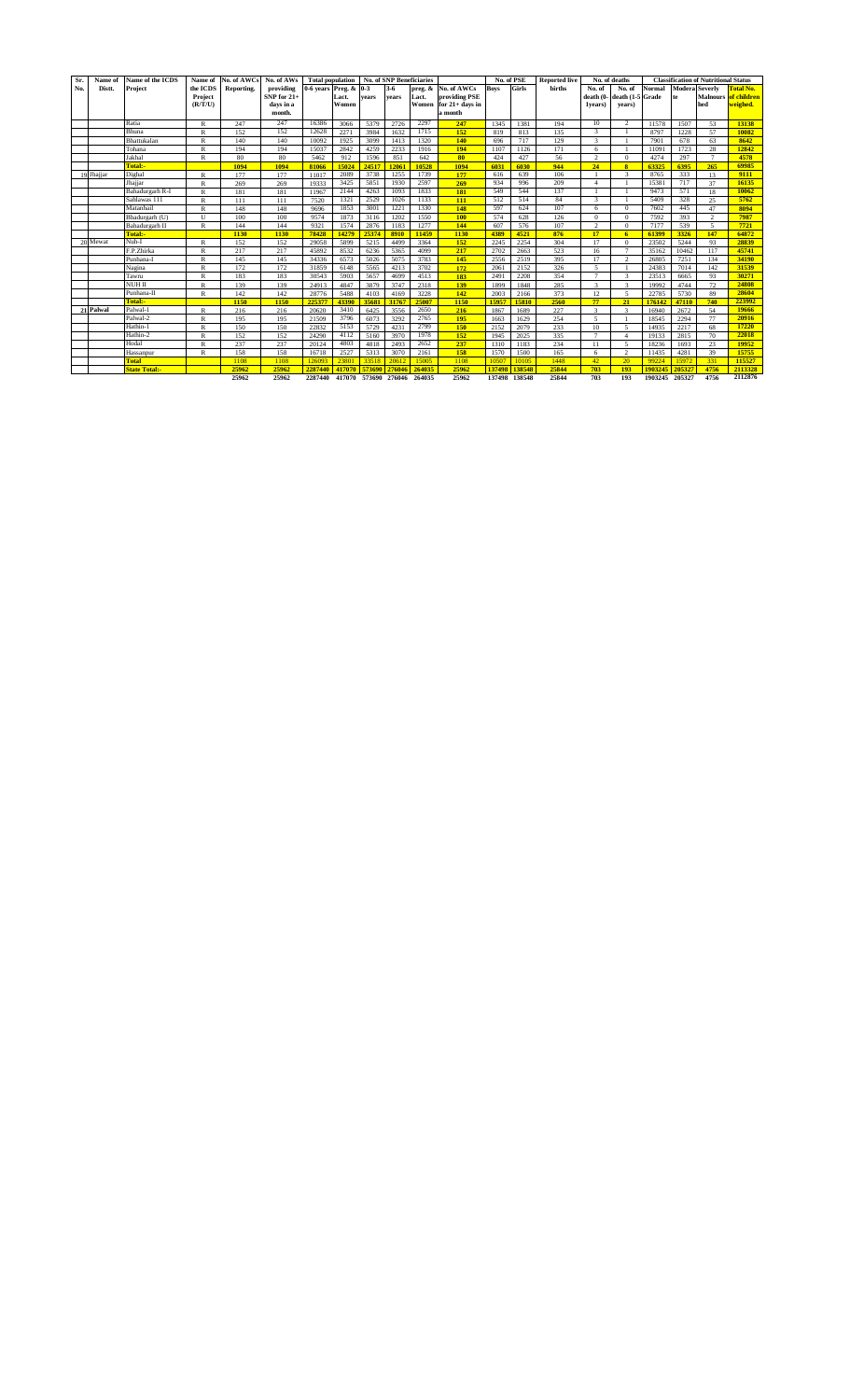| Sr. No. | Name of Distt. | Name of the ICDS Project | Name of the ICDS Project (R/T/U) | No. of AWCs Reporting. | No. of AWs providing SNP for 21+ days in a month. | Total population | | No. of SNP Beneficiaries | | | | No. of AWCs providing PSE for 21+ days in a month | No. of PSE | | Reported live births | No. of deaths | | Classification of Nutritional Status | | | |
|---|---|---|---|---|---|---|---|---|---|---|---|---|---|---|---|---|---|---|---|---|---|
| | | | | | | 0-6 years | Preg. & Lact. Women | 0-3 years | 3-6 years | preg. & Lact. Women | | | Boys | Girls | | No. of death (0-1years) | No. of death (1-5 years) | Normal Grade | Moderate | Severly Malnourished | Total No. of children weighed. |
| | | Ratia | R | 247 | 247 | 16386 | 3066 | 5379 | 2726 | 2297 | 247 | | 1345 | 1381 | 194 | 10 | 2 | 11578 | 1507 | 53 | 13138 |
| | | Bhuna | R | 152 | 152 | 12628 | 2271 | 3984 | 1632 | 1715 | 152 | | 819 | 813 | 135 | 3 | 1 | 8797 | 1228 | 57 | 10082 |
| | | Bhattukalan | R | 140 | 140 | 10092 | 1925 | 3099 | 1413 | 1320 | 140 | | 696 | 717 | 129 | 3 | 1 | 7901 | 678 | 63 | 8642 |
| | | Tohana | R | 194 | 194 | 15037 | 2842 | 4259 | 2233 | 1916 | 194 | | 1107 | 1126 | 171 | 6 | 1 | 11091 | 1723 | 28 | 12842 |
| | | Jakhal | R | 80 | 80 | 5462 | 912 | 1596 | 851 | 642 | 80 | | 424 | 427 | 56 | 2 | 0 | 4274 | 297 | 7 | 4578 |
| | | **Total:-** | | **1094** | **1094** | **81066** | **15024** | **24517** | **12061** | **10528** | **1094** | | **6031** | **6030** | **944** | **24** | **8** | **63325** | **6395** | **265** | **69985** |
| 19 | Jhajjar | Dujhal | R | 177 | 177 | 11017 | 2089 | 3738 | 1255 | 1739 | 177 | | 616 | 639 | 106 | 1 | 3 | 8765 | 333 | 13 | 9111 |
| | | Jhajjar | R | 269 | 269 | 19333 | 3425 | 5851 | 1930 | 2597 | 269 | | 934 | 996 | 209 | 4 | 1 | 15381 | 717 | 37 | 16135 |
| | | Bahadurgarh R-I | R | 181 | 181 | 11967 | 2144 | 4263 | 1093 | 1833 | 181 | | 549 | 544 | 137 | 1 | 1 | 9473 | 571 | 18 | 10062 |
| | | Sahlawas 111 | R | 111 | 111 | 7520 | 1321 | 2529 | 1026 | 1133 | 111 | | 512 | 514 | 84 | 3 | 1 | 5409 | 328 | 25 | 5762 |
| | | Matanhail | R | 148 | 148 | 9696 | 1853 | 3001 | 1221 | 1330 | 148 | | 597 | 624 | 107 | 6 | 0 | 7602 | 445 | 47 | 8094 |
| | | Bhadurgarh (U) | U | 100 | 100 | 9574 | 1873 | 3116 | 1202 | 1550 | 100 | | 574 | 628 | 126 | 0 | 0 | 7592 | 393 | 2 | 7987 |
| | | Bahadurgarh II | R | 144 | 144 | 9321 | 1574 | 2876 | 1183 | 1277 | 144 | | 607 | 576 | 107 | 2 | 0 | 7177 | 539 | 5 | 7721 |
| | | **Total:-** | | **1130** | **1130** | **78428** | **14279** | **25374** | **8910** | **11459** | **1130** | | **4389** | **4521** | **876** | **17** | **6** | **61399** | **3326** | **147** | **64872** |
| 20 | Mewat | Nuh-I | R | 152 | 152 | 29058 | 5899 | 5215 | 4499 | 3364 | 152 | | 2245 | 2254 | 304 | 17 | 0 | 23502 | 5244 | 93 | 28839 |
| | | F.P.Zhirka | R | 217 | 217 | 45892 | 8532 | 6236 | 5365 | 4099 | 217 | | 2702 | 2663 | 523 | 16 | 7 | 35162 | 10462 | 117 | 45741 |
| | | Punhana-I | R | 145 | 145 | 34336 | 6573 | 5026 | 5075 | 3783 | 145 | | 2556 | 2519 | 395 | 17 | 2 | 26805 | 7251 | 134 | 34190 |
| | | Nagina | R | 172 | 172 | 31859 | 6148 | 5565 | 4213 | 3702 | 172 | | 2061 | 2152 | 326 | 5 | 1 | 24383 | 7014 | 142 | 31539 |
| | | Tawru | R | 183 | 183 | 30543 | 5903 | 5657 | 4699 | 4513 | 183 | | 2491 | 2208 | 354 | 7 | 3 | 23513 | 6665 | 93 | 30271 |
| | | NUH II | R | 139 | 139 | 24913 | 4847 | 3879 | 3747 | 2318 | 139 | | 1899 | 1848 | 285 | 3 | 3 | 19992 | 4744 | 72 | 24808 |
| | | Punhana-II | R | 142 | 142 | 28776 | 5488 | 4103 | 4169 | 3228 | 142 | | 2003 | 2166 | 373 | 12 | 5 | 22785 | 5730 | 89 | 28604 |
| | | **Total:-** | | **1150** | **1150** | **225377** | **43390** | **35681** | **31767** | **25007** | **1150** | | **15957** | **15810** | **2560** | **77** | **21** | **176142** | **47110** | **740** | **223992** |
| 21 | Palwal | Palwal-1 | R | 216 | 216 | 20620 | 3410 | 6425 | 3556 | 2650 | 216 | | 1867 | 1689 | 227 | 3 | 3 | 16940 | 2672 | 54 | 19666 |
| | | Palwal-2 | R | 195 | 195 | 21509 | 3796 | 6073 | 3292 | 2765 | 195 | | 1663 | 1629 | 254 | 5 | 1 | 18545 | 2294 | 77 | 20916 |
| | | Hathin-1 | R | 150 | 150 | 22832 | 5153 | 5729 | 4231 | 2789 | 150 | | 2152 | 2079 | 233 | 10 | 5 | 14935 | 2217 | 68 | 17220 |
| | | Hathin-2 | R | 152 | 152 | 24290 | 4112 | 5160 | 3970 | 1978 | 152 | | 1945 | 2025 | 335 | 7 | 4 | 19133 | 2815 | 70 | 22018 |
| | | Hodal | R | 237 | 237 | 20124 | 4803 | 4818 | 2493 | 2652 | 237 | | 1310 | 1183 | 234 | 11 | 5 | 18236 | 1693 | 23 | 19952 |
| | | Hassanpur | R | 158 | 158 | 16718 | 2527 | 5313 | 3070 | 2161 | 158 | | 1570 | 1500 | 165 | 6 | 2 | 11435 | 4281 | 39 | 15755 |
| | | **Total** | | **1108** | **1108** | **126093** | **23801** | **33518** | **20612** | **15005** | **1108** | | **10507** | **10105** | **1448** | **42** | **20** | **99224** | **15972** | **331** | **115527** |
| | | **State Total:-** | | **25962** | **25962** | **2287440** | **417070** | **573690** | **276046** | **264035** | **25962** | | **137490** | **138548** | **25844** | **703** | **193** | **1903245** | **205327** | **4756** | **2113328** |
| | | | | 25962 | 25962 | 2287440 | 417070 | 573690 | 276046 | 264035 | 25962 | | 137498 | 138548 | 25844 | 703 | 193 | 1903245 | 205327 | 4756 | 2112876 |